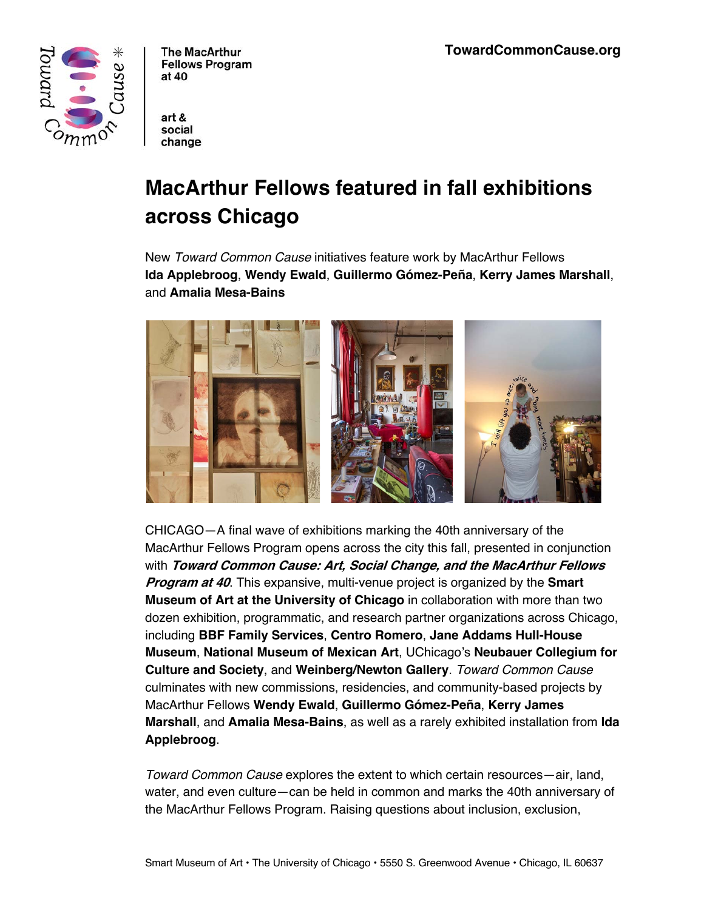The MacArthur Fellows Program at 40

art & social change

TowardCommonCause.org

# MacArthur Fellows featured in fall exhibitions across Chicago

New *Toward Common Cause* initiatives feature work by MacArthur Fellows **Ida Applebroog**, **Wendy Ewald**, **Guillermo Gómez-Peña**, **Kerry James Marshall**, and **Amalia Mesa-Bains**

CHICAGO—A final wave of exhibitions marking the 40th anniversary of the MacArthur Fellows Program opens across the city this fall, presented in conjunction with ***Toward Common Cause: Art, Social Change, and the MacArthur Fellows Program at 40***. This expansive, multi-venue project is organized by the **Smart Museum of Art at the University of Chicago** in collaboration with more than two dozen exhibition, programmatic, and research partner organizations across Chicago, including **BBF Family Services**, **Centro Romero**, **Jane Addams Hull-House Museum**, **National Museum of Mexican Art**, UChicago's **Neubauer Collegium for Culture and Society**, and **Weinberg/Newton Gallery**. *Toward Common Cause* culminates with new commissions, residencies, and community-based projects by MacArthur Fellows **Wendy Ewald**, **Guillermo Gómez-Peña**, **Kerry James Marshall**, and **Amalia Mesa-Bains**, as well as a rarely exhibited installation from **Ida Applebroog**.

*Toward Common Cause* explores the extent to which certain resources—air, land, water, and even culture—can be held in common and marks the 40th anniversary of the MacArthur Fellows Program. Raising questions about inclusion, exclusion,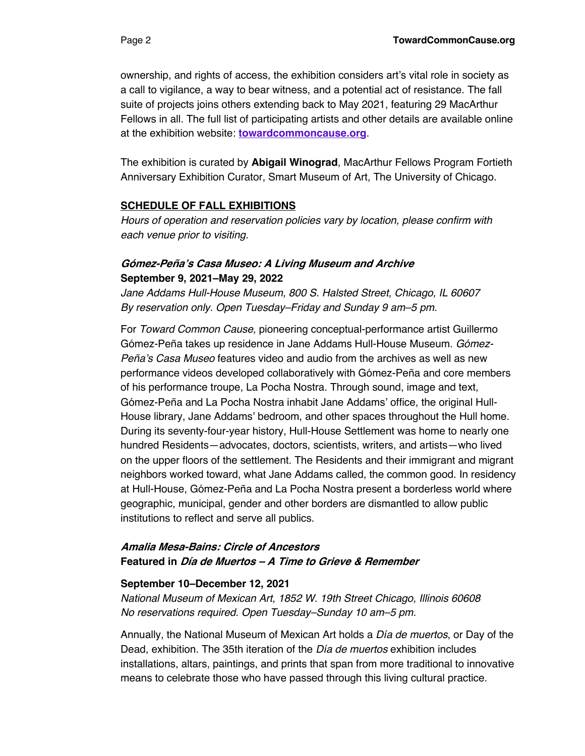ownership, and rights of access, the exhibition considers art's vital role in society as a call to vigilance, a way to bear witness, and a potential act of resistance. The fall suite of projects joins others extending back to May 2021, featuring 29 MacArthur Fellows in all. The full list of participating artists and other details are available online at the exhibition website: **[towardcommoncause.org](https://towardcommoncause.org)**.

The exhibition is curated by **Abigail Winograd**, MacArthur Fellows Program Fortieth Anniversary Exhibition Curator, Smart Museum of Art, The University of Chicago.

## SCHEDULE OF FALL EXHIBITIONS

*Hours of operation and reservation policies vary by location, please confirm with each venue prior to visiting.*

### *Gómez-Peña's Casa Museo: A Living Museum and Archive*

**September 9, 2021–May 29, 2022**

*Jane Addams Hull-House Museum, 800 S. Halsted Street, Chicago, IL 60607*
*By reservation only. Open Tuesday–Friday and Sunday 9 am–5 pm.*

For *Toward Common Cause*, pioneering conceptual-performance artist Guillermo Gómez-Peña takes up residence in Jane Addams Hull-House Museum. *Gómez-Peña's Casa Museo* features video and audio from the archives as well as new performance videos developed collaboratively with Gómez-Peña and core members of his performance troupe, La Pocha Nostra. Through sound, image and text, Gómez-Peña and La Pocha Nostra inhabit Jane Addams' office, the original Hull-House library, Jane Addams' bedroom, and other spaces throughout the Hull home. During its seventy-four-year history, Hull-House Settlement was home to nearly one hundred Residents—advocates, doctors, scientists, writers, and artists—who lived on the upper floors of the settlement. The Residents and their immigrant and migrant neighbors worked toward, what Jane Addams called, the common good. In residency at Hull-House, Gómez-Peña and La Pocha Nostra present a borderless world where geographic, municipal, gender and other borders are dismantled to allow public institutions to reflect and serve all publics.

### *Amalia Mesa-Bains: Circle of Ancestors*
**Featured in *Día de Muertos – A Time to Grieve & Remember***

**September 10–December 12, 2021**

*National Museum of Mexican Art, 1852 W. 19th Street Chicago, Illinois 60608*
*No reservations required. Open Tuesday–Sunday 10 am–5 pm.*

Annually, the National Museum of Mexican Art holds a *Día de muertos*, or Day of the Dead, exhibition. The 35th iteration of the *Día de muertos* exhibition includes installations, altars, paintings, and prints that span from more traditional to innovative means to celebrate those who have passed through this living cultural practice.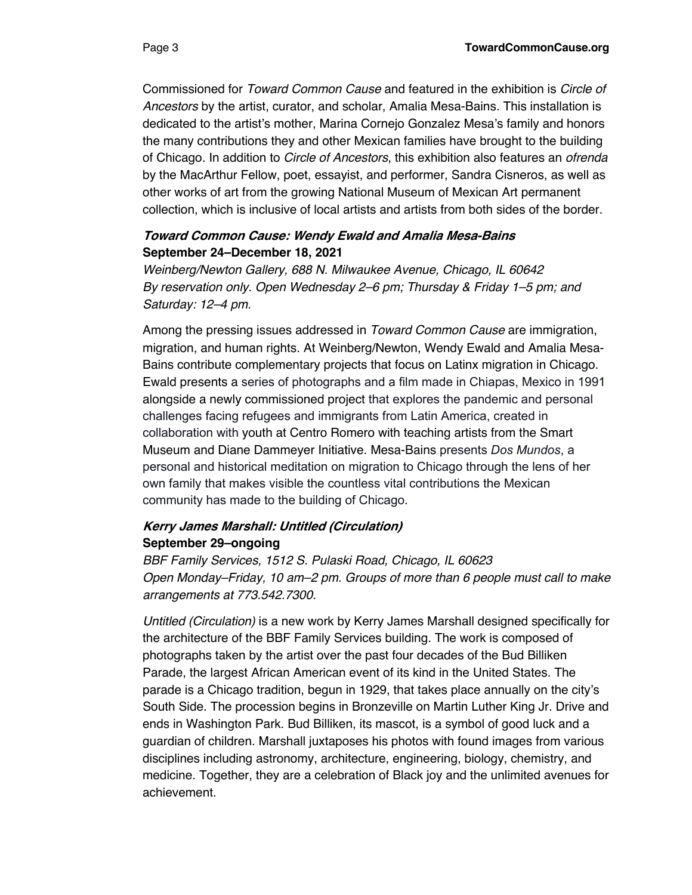Commissioned for *Toward Common Cause* and featured in the exhibition is *Circle of Ancestors* by the artist, curator, and scholar, Amalia Mesa-Bains. This installation is dedicated to the artist's mother, Marina Cornejo Gonzalez Mesa's family and honors the many contributions they and other Mexican families have brought to the building of Chicago. In addition to *Circle of Ancestors*, this exhibition also features an *ofrenda* by the MacArthur Fellow, poet, essayist, and performer, Sandra Cisneros, as well as other works of art from the growing National Museum of Mexican Art permanent collection, which is inclusive of local artists and artists from both sides of the border.

### ***Toward Common Cause: Wendy Ewald and Amalia Mesa-Bains***
**September 24–December 18, 2021**

*Weinberg/Newton Gallery, 688 N. Milwaukee Avenue, Chicago, IL 60642*
*By reservation only. Open Wednesday 2–6 pm; Thursday & Friday 1–5 pm; and Saturday: 12–4 pm.*

Among the pressing issues addressed in *Toward Common Cause* are immigration, migration, and human rights. At Weinberg/Newton, Wendy Ewald and Amalia Mesa-Bains contribute complementary projects that focus on Latinx migration in Chicago. Ewald presents a series of photographs and a film made in Chiapas, Mexico in 1991 alongside a newly commissioned project that explores the pandemic and personal challenges facing refugees and immigrants from Latin America, created in collaboration with youth at Centro Romero with teaching artists from the Smart Museum and Diane Dammeyer Initiative. Mesa-Bains presents *Dos Mundos*, a personal and historical meditation on migration to Chicago through the lens of her own family that makes visible the countless vital contributions the Mexican community has made to the building of Chicago.

### ***Kerry James Marshall: Untitled (Circulation)***
**September 29–ongoing**

*BBF Family Services, 1512 S. Pulaski Road, Chicago, IL 60623*
*Open Monday–Friday, 10 am–2 pm. Groups of more than 6 people must call to make arrangements at 773.542.7300.*

*Untitled (Circulation)* is a new work by Kerry James Marshall designed specifically for the architecture of the BBF Family Services building. The work is composed of photographs taken by the artist over the past four decades of the Bud Billiken Parade, the largest African American event of its kind in the United States. The parade is a Chicago tradition, begun in 1929, that takes place annually on the city's South Side. The procession begins in Bronzeville on Martin Luther King Jr. Drive and ends in Washington Park. Bud Billiken, its mascot, is a symbol of good luck and a guardian of children. Marshall juxtaposes his photos with found images from various disciplines including astronomy, architecture, engineering, biology, chemistry, and medicine. Together, they are a celebration of Black joy and the unlimited avenues for achievement.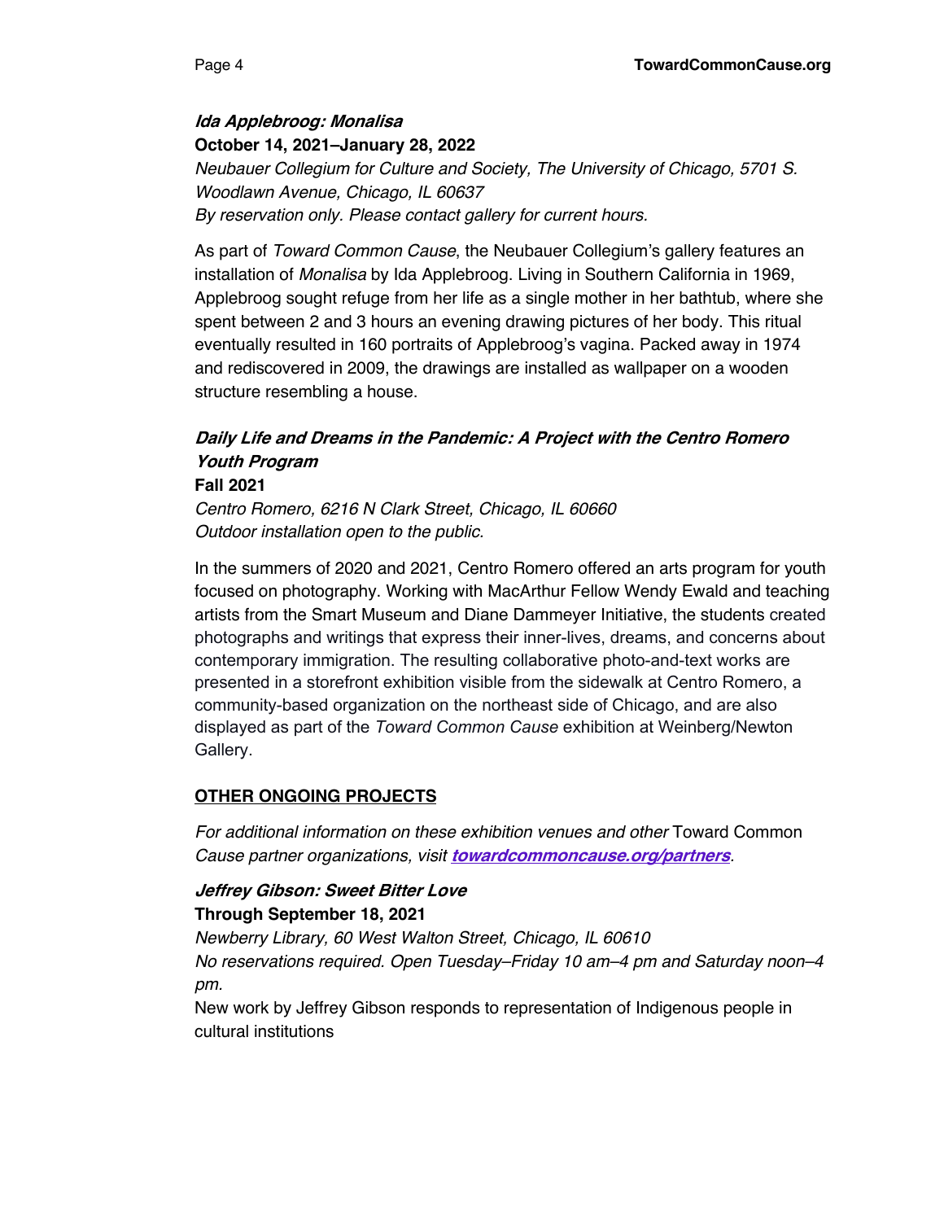### ***Ida Applebroog: Monalisa***

**October 14, 2021–January 28, 2022**

*Neubauer Collegium for Culture and Society, The University of Chicago, 5701 S. Woodlawn Avenue, Chicago, IL 60637*
*By reservation only. Please contact gallery for current hours.*

As part of *Toward Common Cause*, the Neubauer Collegium's gallery features an installation of *Monalisa* by Ida Applebroog. Living in Southern California in 1969, Applebroog sought refuge from her life as a single mother in her bathtub, where she spent between 2 and 3 hours an evening drawing pictures of her body. This ritual eventually resulted in 160 portraits of Applebroog's vagina. Packed away in 1974 and rediscovered in 2009, the drawings are installed as wallpaper on a wooden structure resembling a house.

### ***Daily Life and Dreams in the Pandemic: A Project with the Centro Romero Youth Program***

**Fall 2021**

*Centro Romero, 6216 N Clark Street, Chicago, IL 60660*
*Outdoor installation open to the public.*

In the summers of 2020 and 2021, Centro Romero offered an arts program for youth focused on photography. Working with MacArthur Fellow Wendy Ewald and teaching artists from the Smart Museum and Diane Dammeyer Initiative, the students created photographs and writings that express their inner-lives, dreams, and concerns about contemporary immigration. The resulting collaborative photo-and-text works are presented in a storefront exhibition visible from the sidewalk at Centro Romero, a community-based organization on the northeast side of Chicago, and are also displayed as part of the *Toward Common Cause* exhibition at Weinberg/Newton Gallery.

## OTHER ONGOING PROJECTS

*For additional information on these exhibition venues and other* Toward Common *Cause partner organizations, visit* [***towardcommoncause.org/partners***](https://towardcommoncause.org/partners).

### ***Jeffrey Gibson: Sweet Bitter Love***

**Through September 18, 2021**

*Newberry Library, 60 West Walton Street, Chicago, IL 60610*
*No reservations required. Open Tuesday–Friday 10 am–4 pm and Saturday noon–4 pm.*

New work by Jeffrey Gibson responds to representation of Indigenous people in cultural institutions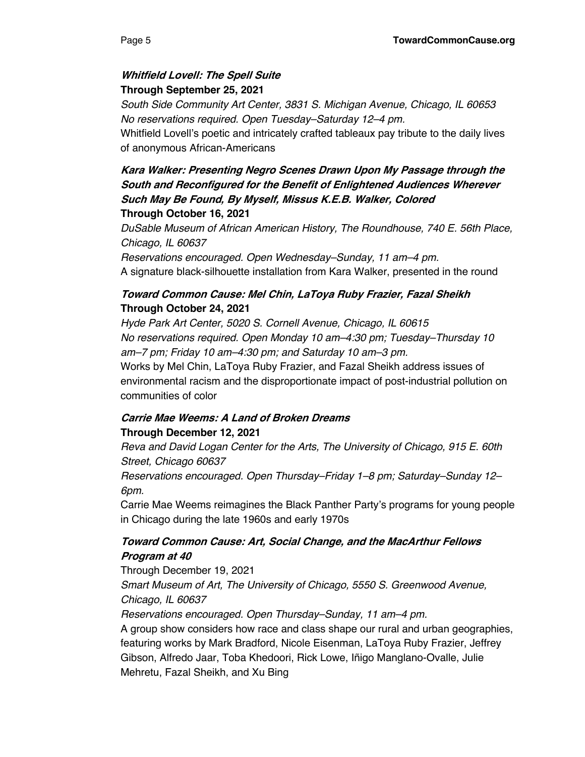***Whitfield Lovell: The Spell Suite***
**Through September 25, 2021**
*South Side Community Art Center, 3831 S. Michigan Avenue, Chicago, IL 60653*
*No reservations required. Open Tuesday–Saturday 12–4 pm.*
Whitfield Lovell's poetic and intricately crafted tableaux pay tribute to the daily lives of anonymous African-Americans

***Kara Walker: Presenting Negro Scenes Drawn Upon My Passage through the South and Reconfigured for the Benefit of Enlightened Audiences Wherever Such May Be Found, By Myself, Missus K.E.B. Walker, Colored***
**Through October 16, 2021**
*DuSable Museum of African American History, The Roundhouse, 740 E. 56th Place, Chicago, IL 60637*
*Reservations encouraged. Open Wednesday–Sunday, 11 am–4 pm.*
A signature black-silhouette installation from Kara Walker, presented in the round

***Toward Common Cause: Mel Chin, LaToya Ruby Frazier, Fazal Sheikh***
**Through October 24, 2021**
*Hyde Park Art Center, 5020 S. Cornell Avenue, Chicago, IL 60615*
*No reservations required. Open Monday 10 am–4:30 pm; Tuesday–Thursday 10 am–7 pm; Friday 10 am–4:30 pm; and Saturday 10 am–3 pm.*
Works by Mel Chin, LaToya Ruby Frazier, and Fazal Sheikh address issues of environmental racism and the disproportionate impact of post-industrial pollution on communities of color

***Carrie Mae Weems: A Land of Broken Dreams***
**Through December 12, 2021**
*Reva and David Logan Center for the Arts, The University of Chicago, 915 E. 60th Street, Chicago 60637*
*Reservations encouraged. Open Thursday–Friday 1–8 pm; Saturday–Sunday 12–6pm.*
Carrie Mae Weems reimagines the Black Panther Party's programs for young people in Chicago during the late 1960s and early 1970s

***Toward Common Cause: Art, Social Change, and the MacArthur Fellows Program at 40***
Through December 19, 2021
*Smart Museum of Art, The University of Chicago, 5550 S. Greenwood Avenue, Chicago, IL 60637*
*Reservations encouraged. Open Thursday–Sunday, 11 am–4 pm.*
A group show considers how race and class shape our rural and urban geographies, featuring works by Mark Bradford, Nicole Eisenman, LaToya Ruby Frazier, Jeffrey Gibson, Alfredo Jaar, Toba Khedoori, Rick Lowe, Iñigo Manglano-Ovalle, Julie Mehretu, Fazal Sheikh, and Xu Bing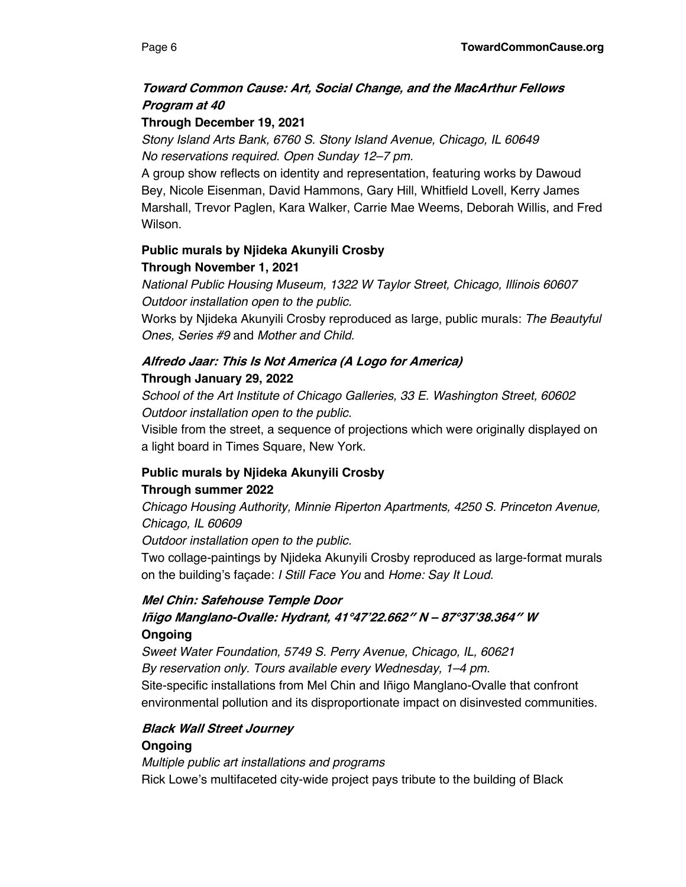***Toward Common Cause: Art, Social Change, and the MacArthur Fellows Program at 40***
**Through December 19, 2021**
*Stony Island Arts Bank, 6760 S. Stony Island Avenue, Chicago, IL 60649*
*No reservations required. Open Sunday 12–7 pm.*
A group show reflects on identity and representation, featuring works by Dawoud Bey, Nicole Eisenman, David Hammons, Gary Hill, Whitfield Lovell, Kerry James Marshall, Trevor Paglen, Kara Walker, Carrie Mae Weems, Deborah Willis, and Fred Wilson.

**Public murals by Njideka Akunyili Crosby**
**Through November 1, 2021**
*National Public Housing Museum, 1322 W Taylor Street, Chicago, Illinois 60607*
*Outdoor installation open to the public.*
Works by Njideka Akunyili Crosby reproduced as large, public murals: *The Beautyful Ones, Series #9* and *Mother and Child.*

***Alfredo Jaar: This Is Not America (A Logo for America)***
**Through January 29, 2022**
*School of the Art Institute of Chicago Galleries, 33 E. Washington Street, 60602*
*Outdoor installation open to the public.*
Visible from the street, a sequence of projections which were originally displayed on a light board in Times Square, New York.

**Public murals by Njideka Akunyili Crosby**
**Through summer 2022**
*Chicago Housing Authority, Minnie Riperton Apartments, 4250 S. Princeton Avenue, Chicago, IL 60609*
*Outdoor installation open to the public.*
Two collage-paintings by Njideka Akunyili Crosby reproduced as large-format murals on the building's façade: *I Still Face You* and *Home: Say It Loud.*

***Mel Chin: Safehouse Temple Door***
***Iñigo Manglano-Ovalle: Hydrant, 41°47'22.662" N – 87°37'38.364" W***
**Ongoing**
*Sweet Water Foundation, 5749 S. Perry Avenue, Chicago, IL, 60621*
*By reservation only. Tours available every Wednesday, 1–4 pm.*
Site-specific installations from Mel Chin and Iñigo Manglano-Ovalle that confront environmental pollution and its disproportionate impact on disinvested communities.

***Black Wall Street Journey***
**Ongoing**
*Multiple public art installations and programs*
Rick Lowe's multifaceted city-wide project pays tribute to the building of Black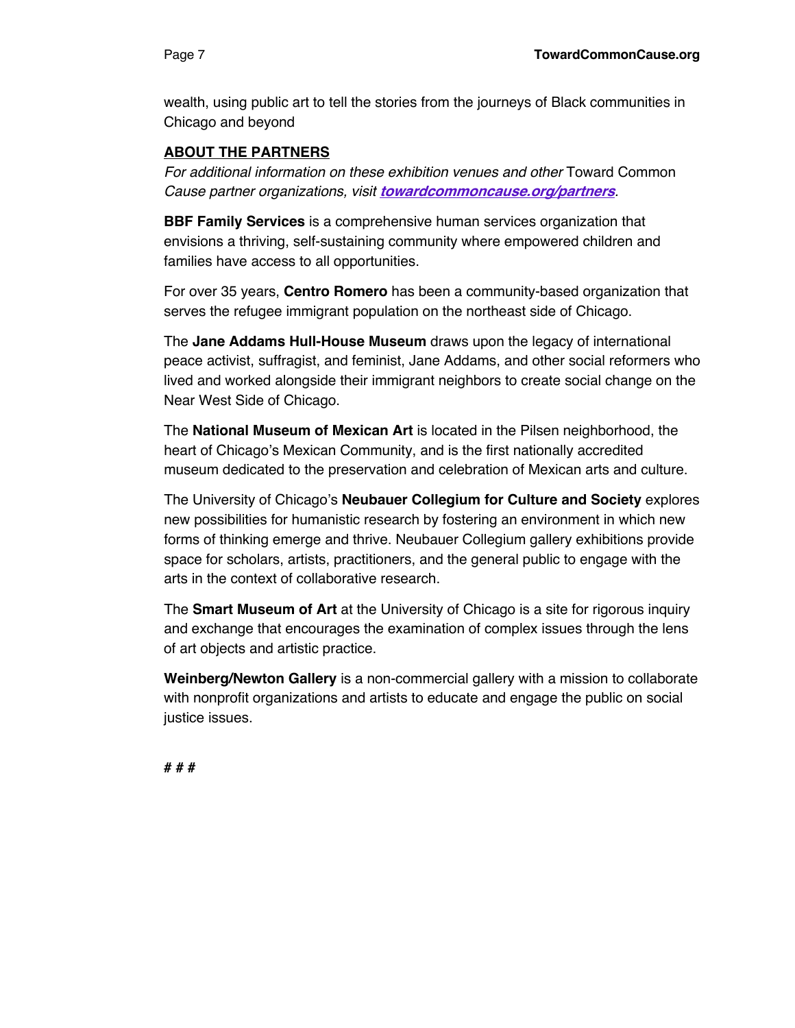wealth, using public art to tell the stories from the journeys of Black communities in Chicago and beyond

**ABOUT THE PARTNERS**

*For additional information on these exhibition venues and other* Toward Common *Cause partner organizations, visit* ***towardcommoncause.org/partners***.

**BBF Family Services** is a comprehensive human services organization that envisions a thriving, self-sustaining community where empowered children and families have access to all opportunities.

For over 35 years, **Centro Romero** has been a community-based organization that serves the refugee immigrant population on the northeast side of Chicago.

The **Jane Addams Hull-House Museum** draws upon the legacy of international peace activist, suffragist, and feminist, Jane Addams, and other social reformers who lived and worked alongside their immigrant neighbors to create social change on the Near West Side of Chicago.

The **National Museum of Mexican Art** is located in the Pilsen neighborhood, the heart of Chicago's Mexican Community, and is the first nationally accredited museum dedicated to the preservation and celebration of Mexican arts and culture.

The University of Chicago's **Neubauer Collegium for Culture and Society** explores new possibilities for humanistic research by fostering an environment in which new forms of thinking emerge and thrive. Neubauer Collegium gallery exhibitions provide space for scholars, artists, practitioners, and the general public to engage with the arts in the context of collaborative research.

The **Smart Museum of Art** at the University of Chicago is a site for rigorous inquiry and exchange that encourages the examination of complex issues through the lens of art objects and artistic practice.

**Weinberg/Newton Gallery** is a non-commercial gallery with a mission to collaborate with nonprofit organizations and artists to educate and engage the public on social justice issues.

***# # #***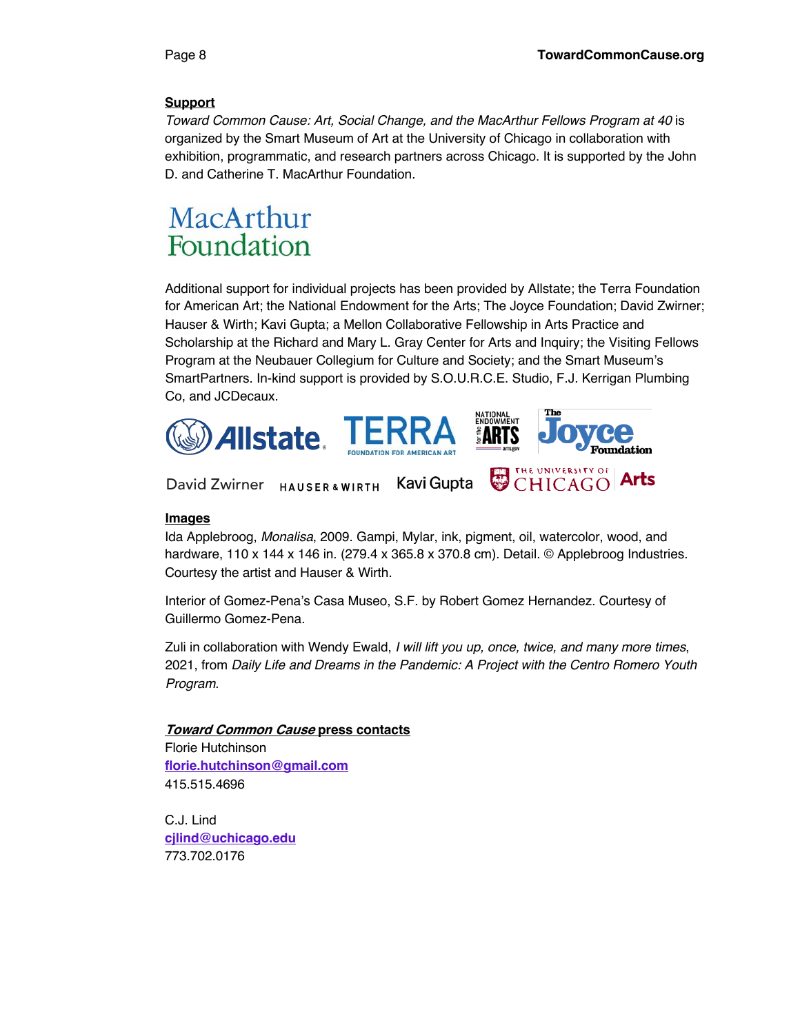## Support

*Toward Common Cause: Art, Social Change, and the MacArthur Fellows Program at 40* is organized by the Smart Museum of Art at the University of Chicago in collaboration with exhibition, programmatic, and research partners across Chicago. It is supported by the John D. and Catherine T. MacArthur Foundation.

MacArthur Foundation

Additional support for individual projects has been provided by Allstate; the Terra Foundation for American Art; the National Endowment for the Arts; The Joyce Foundation; David Zwirner; Hauser & Wirth; Kavi Gupta; a Mellon Collaborative Fellowship in Arts Practice and Scholarship at the Richard and Mary L. Gray Center for Arts and Inquiry; the Visiting Fellows Program at the Neubauer Collegium for Culture and Society; and the Smart Museum's SmartPartners. In-kind support is provided by S.O.U.R.C.E. Studio, F.J. Kerrigan Plumbing Co, and JCDecaux.

Allstate | TERRA Foundation for American Art | National Endowment for the Arts arts.gov | The Joyce Foundation

David Zwirner | HAUSER & WIRTH | Kavi Gupta | The University of Chicago Arts

## Images

Ida Applebroog, *Monalisa*, 2009. Gampi, Mylar, ink, pigment, oil, watercolor, wood, and hardware, 110 x 144 x 146 in. (279.4 x 365.8 x 370.8 cm). Detail. © Applebroog Industries. Courtesy the artist and Hauser & Wirth.

Interior of Gomez-Pena's Casa Museo, S.F. by Robert Gomez Hernandez. Courtesy of Guillermo Gomez-Pena.

Zuli in collaboration with Wendy Ewald, *I will lift you up, once, twice, and many more times*, 2021, from *Daily Life and Dreams in the Pandemic: A Project with the Centro Romero Youth Program*.

## *Toward Common Cause* press contacts

Florie Hutchinson
**florie.hutchinson@gmail.com**
415.515.4696

C.J. Lind
**cjlind@uchicago.edu**
773.702.0176